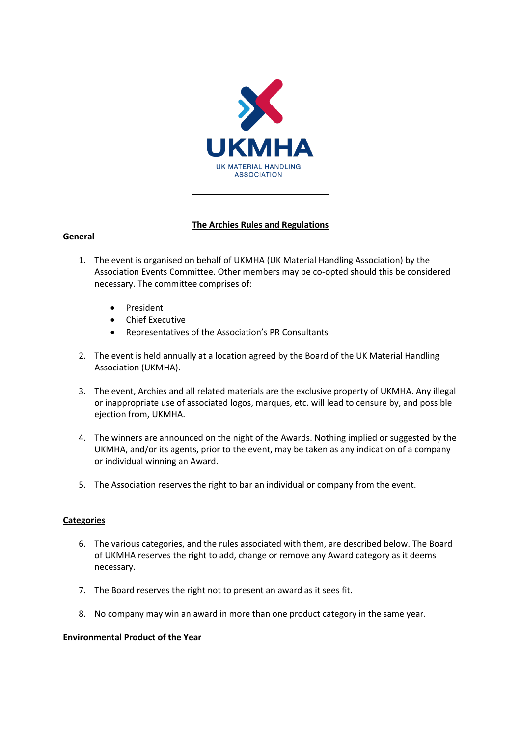UKMHA

UK MATERIAL HANDLING ASSOCIATION

# The Archies Rules and Regulations

## General

1. The event is organised on behalf of UKMHA (UK Material Handling Association) by the Association Events Committee. Other members may be co-opted should this be considered necessary. The committee comprises of:

    - President
    - Chief Executive
    - Representatives of the Association's PR Consultants

2. The event is held annually at a location agreed by the Board of the UK Material Handling Association (UKMHA).

3. The event, Archies and all related materials are the exclusive property of UKMHA. Any illegal or inappropriate use of associated logos, marques, etc. will lead to censure by, and possible ejection from, UKMHA.

4. The winners are announced on the night of the Awards. Nothing implied or suggested by the UKMHA, and/or its agents, prior to the event, may be taken as any indication of a company or individual winning an Award.

5. The Association reserves the right to bar an individual or company from the event.

## Categories

6. The various categories, and the rules associated with them, are described below. The Board of UKMHA reserves the right to add, change or remove any Award category as it deems necessary.

7. The Board reserves the right not to present an award as it sees fit.

8. No company may win an award in more than one product category in the same year.

## Environmental Product of the Year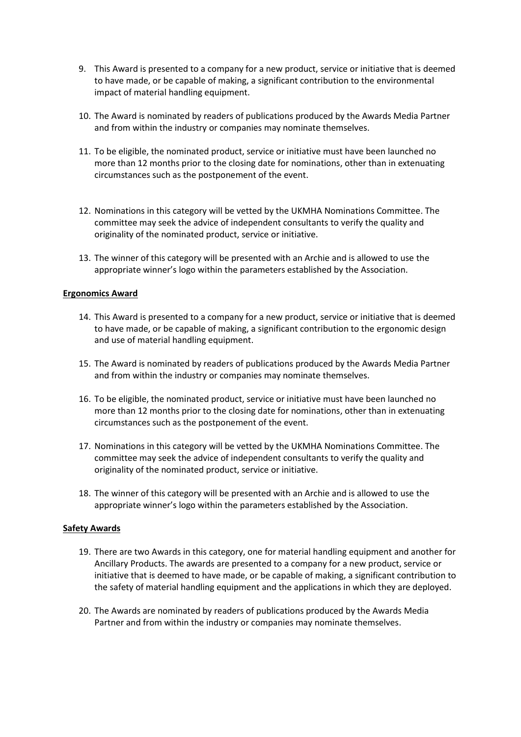9. This Award is presented to a company for a new product, service or initiative that is deemed to have made, or be capable of making, a significant contribution to the environmental impact of material handling equipment.

10. The Award is nominated by readers of publications produced by the Awards Media Partner and from within the industry or companies may nominate themselves.

11. To be eligible, the nominated product, service or initiative must have been launched no more than 12 months prior to the closing date for nominations, other than in extenuating circumstances such as the postponement of the event.

12. Nominations in this category will be vetted by the UKMHA Nominations Committee. The committee may seek the advice of independent consultants to verify the quality and originality of the nominated product, service or initiative.

13. The winner of this category will be presented with an Archie and is allowed to use the appropriate winner's logo within the parameters established by the Association.

**Ergonomics Award**

14. This Award is presented to a company for a new product, service or initiative that is deemed to have made, or be capable of making, a significant contribution to the ergonomic design and use of material handling equipment.

15. The Award is nominated by readers of publications produced by the Awards Media Partner and from within the industry or companies may nominate themselves.

16. To be eligible, the nominated product, service or initiative must have been launched no more than 12 months prior to the closing date for nominations, other than in extenuating circumstances such as the postponement of the event.

17. Nominations in this category will be vetted by the UKMHA Nominations Committee. The committee may seek the advice of independent consultants to verify the quality and originality of the nominated product, service or initiative.

18. The winner of this category will be presented with an Archie and is allowed to use the appropriate winner's logo within the parameters established by the Association.

**Safety Awards**

19. There are two Awards in this category, one for material handling equipment and another for Ancillary Products. The awards are presented to a company for a new product, service or initiative that is deemed to have made, or be capable of making, a significant contribution to the safety of material handling equipment and the applications in which they are deployed.

20. The Awards are nominated by readers of publications produced by the Awards Media Partner and from within the industry or companies may nominate themselves.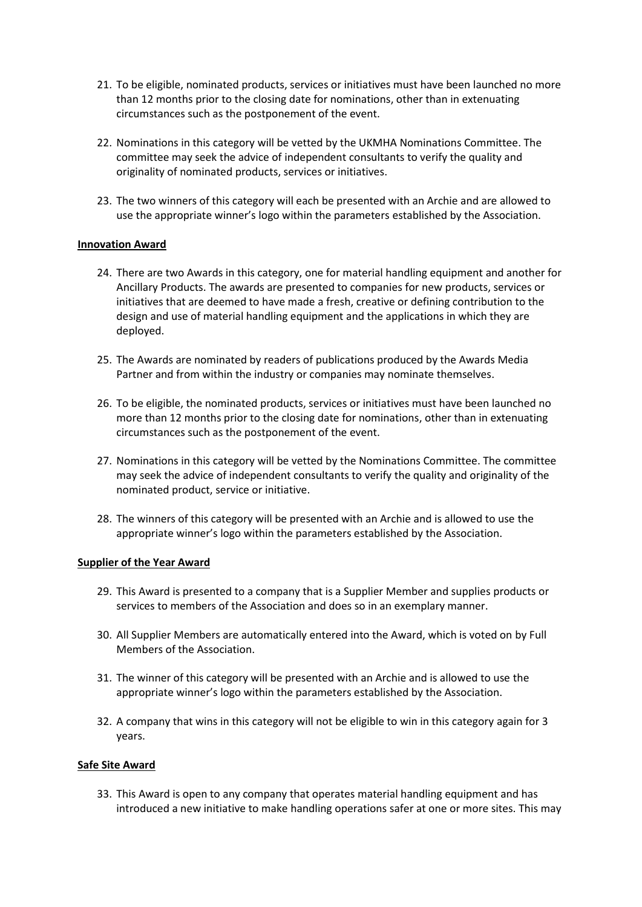21. To be eligible, nominated products, services or initiatives must have been launched no more than 12 months prior to the closing date for nominations, other than in extenuating circumstances such as the postponement of the event.

22. Nominations in this category will be vetted by the UKMHA Nominations Committee. The committee may seek the advice of independent consultants to verify the quality and originality of nominated products, services or initiatives.

23. The two winners of this category will each be presented with an Archie and are allowed to use the appropriate winner's logo within the parameters established by the Association.

**Innovation Award**

24. There are two Awards in this category, one for material handling equipment and another for Ancillary Products. The awards are presented to companies for new products, services or initiatives that are deemed to have made a fresh, creative or defining contribution to the design and use of material handling equipment and the applications in which they are deployed.

25. The Awards are nominated by readers of publications produced by the Awards Media Partner and from within the industry or companies may nominate themselves.

26. To be eligible, the nominated products, services or initiatives must have been launched no more than 12 months prior to the closing date for nominations, other than in extenuating circumstances such as the postponement of the event.

27. Nominations in this category will be vetted by the Nominations Committee. The committee may seek the advice of independent consultants to verify the quality and originality of the nominated product, service or initiative.

28. The winners of this category will be presented with an Archie and is allowed to use the appropriate winner's logo within the parameters established by the Association.

**Supplier of the Year Award**

29. This Award is presented to a company that is a Supplier Member and supplies products or services to members of the Association and does so in an exemplary manner.

30. All Supplier Members are automatically entered into the Award, which is voted on by Full Members of the Association.

31. The winner of this category will be presented with an Archie and is allowed to use the appropriate winner's logo within the parameters established by the Association.

32. A company that wins in this category will not be eligible to win in this category again for 3 years.

**Safe Site Award**

33. This Award is open to any company that operates material handling equipment and has introduced a new initiative to make handling operations safer at one or more sites. This may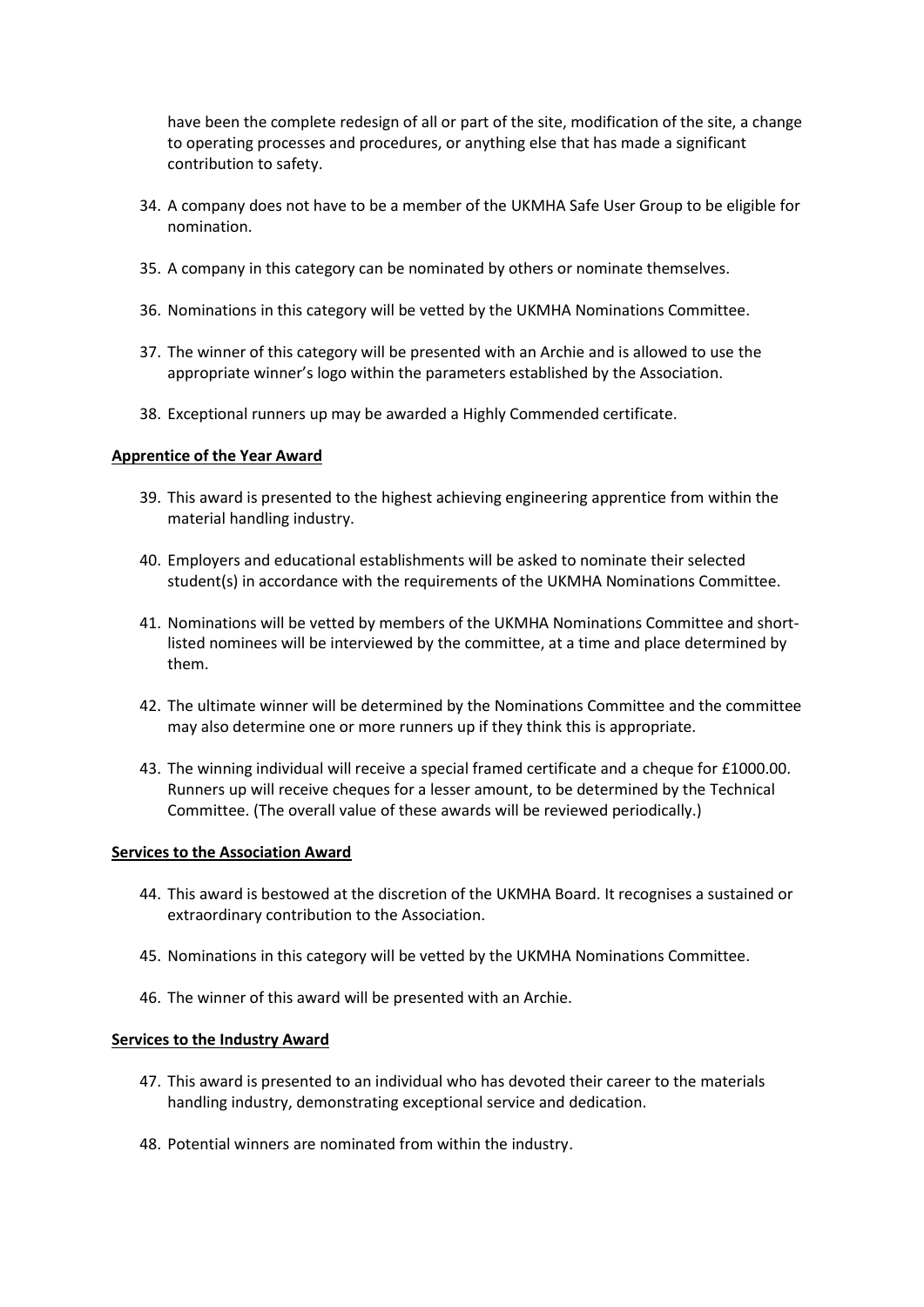have been the complete redesign of all or part of the site, modification of the site, a change to operating processes and procedures, or anything else that has made a significant contribution to safety.

34. A company does not have to be a member of the UKMHA Safe User Group to be eligible for nomination.

35. A company in this category can be nominated by others or nominate themselves.

36. Nominations in this category will be vetted by the UKMHA Nominations Committee.

37. The winner of this category will be presented with an Archie and is allowed to use the appropriate winner's logo within the parameters established by the Association.

38. Exceptional runners up may be awarded a Highly Commended certificate.

**Apprentice of the Year Award**

39. This award is presented to the highest achieving engineering apprentice from within the material handling industry.

40. Employers and educational establishments will be asked to nominate their selected student(s) in accordance with the requirements of the UKMHA Nominations Committee.

41. Nominations will be vetted by members of the UKMHA Nominations Committee and short-listed nominees will be interviewed by the committee, at a time and place determined by them.

42. The ultimate winner will be determined by the Nominations Committee and the committee may also determine one or more runners up if they think this is appropriate.

43. The winning individual will receive a special framed certificate and a cheque for £1000.00. Runners up will receive cheques for a lesser amount, to be determined by the Technical Committee. (The overall value of these awards will be reviewed periodically.)

**Services to the Association Award**

44. This award is bestowed at the discretion of the UKMHA Board. It recognises a sustained or extraordinary contribution to the Association.

45. Nominations in this category will be vetted by the UKMHA Nominations Committee.

46. The winner of this award will be presented with an Archie.

**Services to the Industry Award**

47. This award is presented to an individual who has devoted their career to the materials handling industry, demonstrating exceptional service and dedication.

48. Potential winners are nominated from within the industry.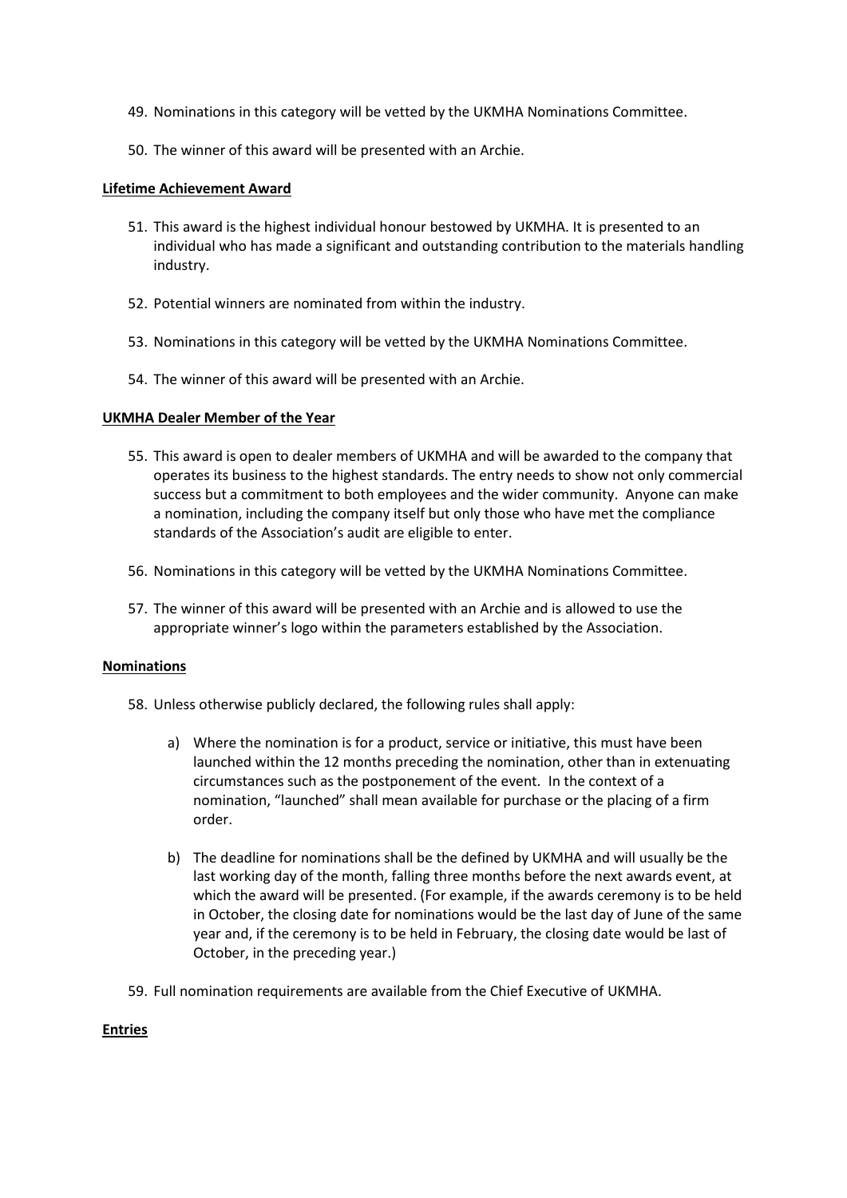49. Nominations in this category will be vetted by the UKMHA Nominations Committee.

50. The winner of this award will be presented with an Archie.

**Lifetime Achievement Award**

51. This award is the highest individual honour bestowed by UKMHA. It is presented to an individual who has made a significant and outstanding contribution to the materials handling industry.

52. Potential winners are nominated from within the industry.

53. Nominations in this category will be vetted by the UKMHA Nominations Committee.

54. The winner of this award will be presented with an Archie.

**UKMHA Dealer Member of the Year**

55. This award is open to dealer members of UKMHA and will be awarded to the company that operates its business to the highest standards. The entry needs to show not only commercial success but a commitment to both employees and the wider community. Anyone can make a nomination, including the company itself but only those who have met the compliance standards of the Association's audit are eligible to enter.

56. Nominations in this category will be vetted by the UKMHA Nominations Committee.

57. The winner of this award will be presented with an Archie and is allowed to use the appropriate winner's logo within the parameters established by the Association.

**Nominations**

58. Unless otherwise publicly declared, the following rules shall apply:

    a) Where the nomination is for a product, service or initiative, this must have been launched within the 12 months preceding the nomination, other than in extenuating circumstances such as the postponement of the event. In the context of a nomination, "launched" shall mean available for purchase or the placing of a firm order.

    b) The deadline for nominations shall be the defined by UKMHA and will usually be the last working day of the month, falling three months before the next awards event, at which the award will be presented. (For example, if the awards ceremony is to be held in October, the closing date for nominations would be the last day of June of the same year and, if the ceremony is to be held in February, the closing date would be last of October, in the preceding year.)

59. Full nomination requirements are available from the Chief Executive of UKMHA.

**Entries**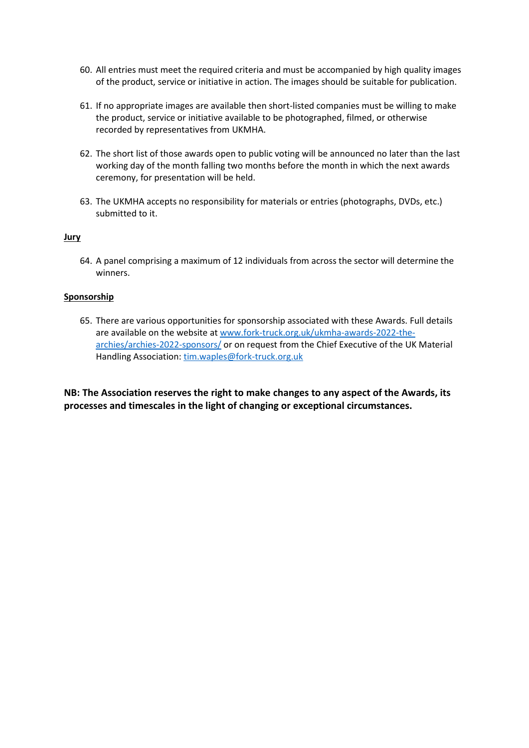60. All entries must meet the required criteria and must be accompanied by high quality images of the product, service or initiative in action. The images should be suitable for publication.

61. If no appropriate images are available then short-listed companies must be willing to make the product, service or initiative available to be photographed, filmed, or otherwise recorded by representatives from UKMHA.

62. The short list of those awards open to public voting will be announced no later than the last working day of the month falling two months before the month in which the next awards ceremony, for presentation will be held.

63. The UKMHA accepts no responsibility for materials or entries (photographs, DVDs, etc.) submitted to it.

**Jury**

64. A panel comprising a maximum of 12 individuals from across the sector will determine the winners.

**Sponsorship**

65. There are various opportunities for sponsorship associated with these Awards. Full details are available on the website at [www.fork-truck.org.uk/ukmha-awards-2022-the-archies/archies-2022-sponsors/](http://www.fork-truck.org.uk/ukmha-awards-2022-the-archies/archies-2022-sponsors/) or on request from the Chief Executive of the UK Material Handling Association: [tim.waples@fork-truck.org.uk](mailto:tim.waples@fork-truck.org.uk)

**NB: The Association reserves the right to make changes to any aspect of the Awards, its processes and timescales in the light of changing or exceptional circumstances.**